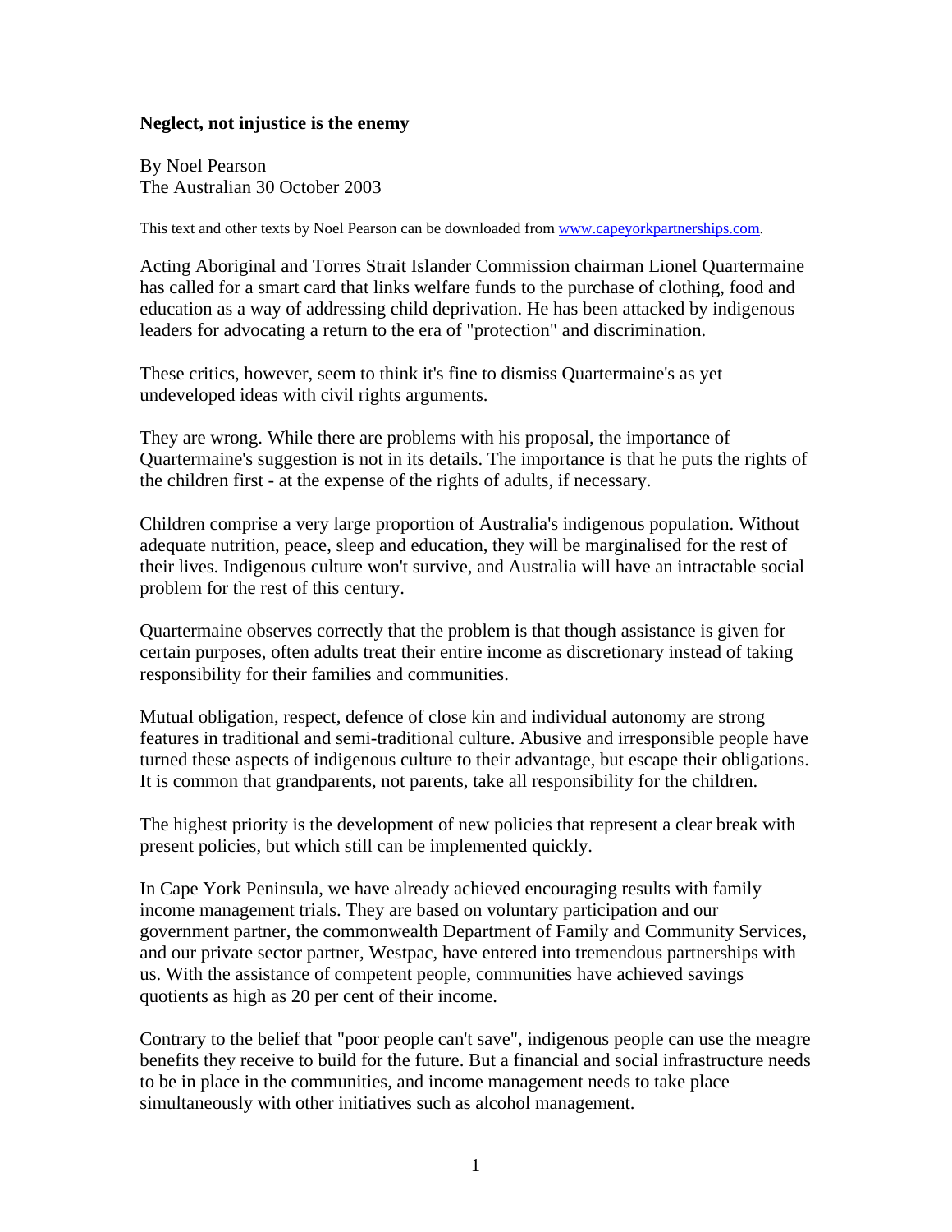**Neglect, not injustice is the enemy**

By Noel Pearson
The Australian 30 October 2003

This text and other texts by Noel Pearson can be downloaded from [www.capeyorkpartnerships.com](www.capeyorkpartnerships.com).

Acting Aboriginal and Torres Strait Islander Commission chairman Lionel Quartermaine has called for a smart card that links welfare funds to the purchase of clothing, food and education as a way of addressing child deprivation. He has been attacked by indigenous leaders for advocating a return to the era of "protection" and discrimination.

These critics, however, seem to think it's fine to dismiss Quartermaine's as yet undeveloped ideas with civil rights arguments.

They are wrong. While there are problems with his proposal, the importance of Quartermaine's suggestion is not in its details. The importance is that he puts the rights of the children first - at the expense of the rights of adults, if necessary.

Children comprise a very large proportion of Australia's indigenous population. Without adequate nutrition, peace, sleep and education, they will be marginalised for the rest of their lives. Indigenous culture won't survive, and Australia will have an intractable social problem for the rest of this century.

Quartermaine observes correctly that the problem is that though assistance is given for certain purposes, often adults treat their entire income as discretionary instead of taking responsibility for their families and communities.

Mutual obligation, respect, defence of close kin and individual autonomy are strong features in traditional and semi-traditional culture. Abusive and irresponsible people have turned these aspects of indigenous culture to their advantage, but escape their obligations. It is common that grandparents, not parents, take all responsibility for the children.

The highest priority is the development of new policies that represent a clear break with present policies, but which still can be implemented quickly.

In Cape York Peninsula, we have already achieved encouraging results with family income management trials. They are based on voluntary participation and our government partner, the commonwealth Department of Family and Community Services, and our private sector partner, Westpac, have entered into tremendous partnerships with us. With the assistance of competent people, communities have achieved savings quotients as high as 20 per cent of their income.

Contrary to the belief that "poor people can't save", indigenous people can use the meagre benefits they receive to build for the future. But a financial and social infrastructure needs to be in place in the communities, and income management needs to take place simultaneously with other initiatives such as alcohol management.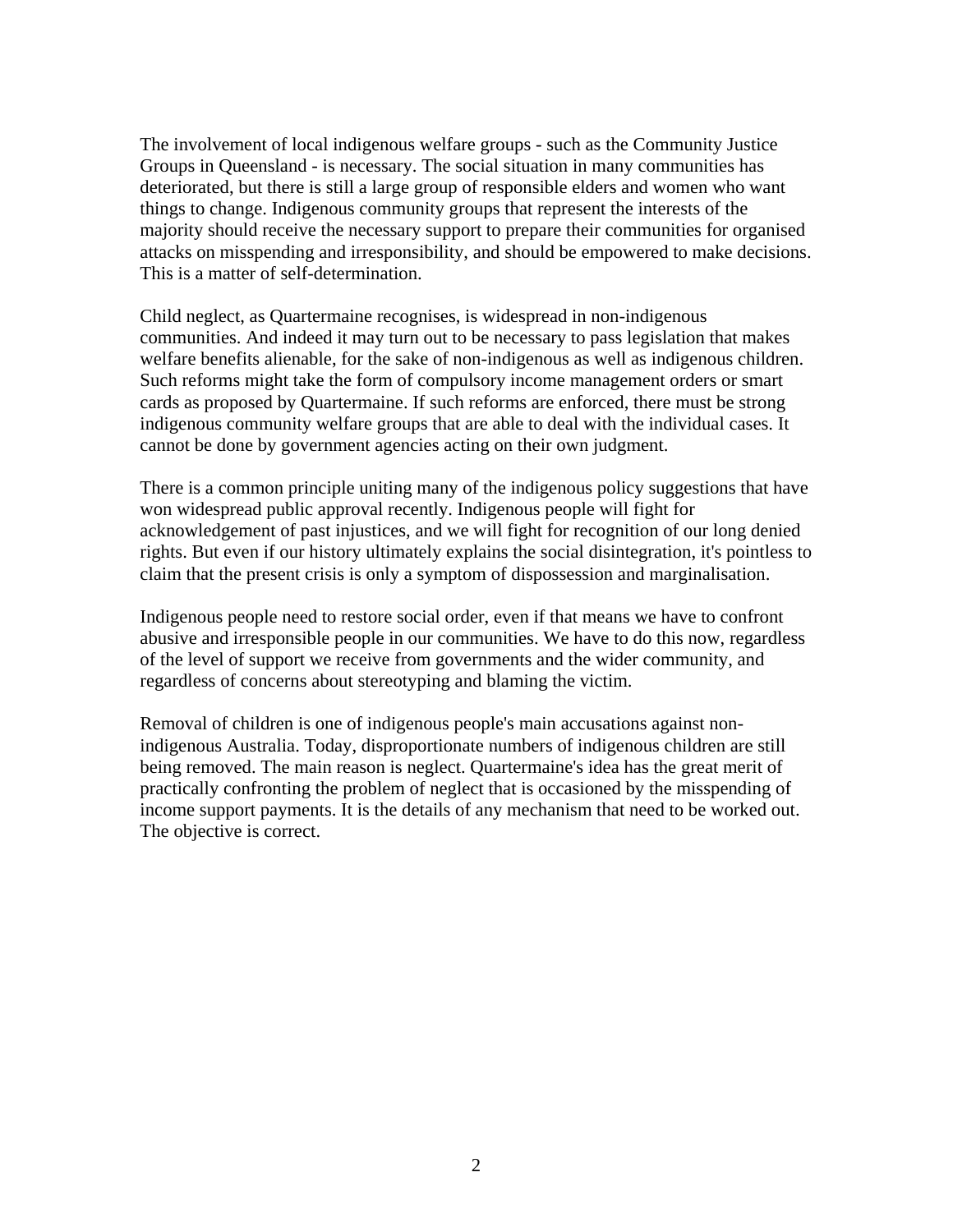The involvement of local indigenous welfare groups - such as the Community Justice Groups in Queensland - is necessary. The social situation in many communities has deteriorated, but there is still a large group of responsible elders and women who want things to change. Indigenous community groups that represent the interests of the majority should receive the necessary support to prepare their communities for organised attacks on misspending and irresponsibility, and should be empowered to make decisions. This is a matter of self-determination.

Child neglect, as Quartermaine recognises, is widespread in non-indigenous communities. And indeed it may turn out to be necessary to pass legislation that makes welfare benefits alienable, for the sake of non-indigenous as well as indigenous children. Such reforms might take the form of compulsory income management orders or smart cards as proposed by Quartermaine. If such reforms are enforced, there must be strong indigenous community welfare groups that are able to deal with the individual cases. It cannot be done by government agencies acting on their own judgment.

There is a common principle uniting many of the indigenous policy suggestions that have won widespread public approval recently. Indigenous people will fight for acknowledgement of past injustices, and we will fight for recognition of our long denied rights. But even if our history ultimately explains the social disintegration, it's pointless to claim that the present crisis is only a symptom of dispossession and marginalisation.

Indigenous people need to restore social order, even if that means we have to confront abusive and irresponsible people in our communities. We have to do this now, regardless of the level of support we receive from governments and the wider community, and regardless of concerns about stereotyping and blaming the victim.

Removal of children is one of indigenous people's main accusations against non-indigenous Australia. Today, disproportionate numbers of indigenous children are still being removed. The main reason is neglect. Quartermaine's idea has the great merit of practically confronting the problem of neglect that is occasioned by the misspending of income support payments. It is the details of any mechanism that need to be worked out. The objective is correct.